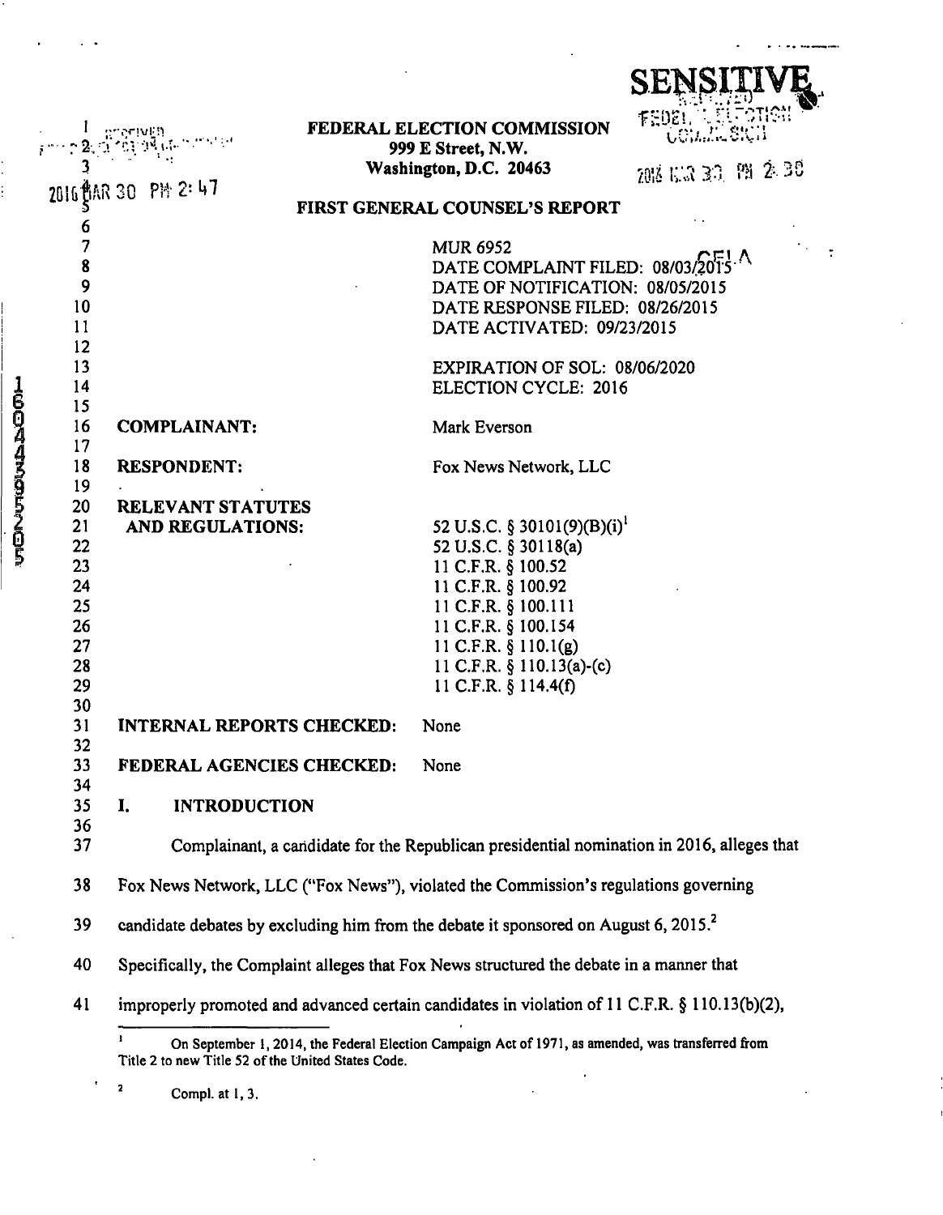SENSITIVE

FEDERAL ELECTION COMMISSION
999 E Street, N.W.
Washington, D.C. 20463

2016 MAR 30 PM 2:47

## FIRST GENERAL COUNSEL'S REPORT

MUR 6952
DATE COMPLAINT FILED: 08/03/2015
DATE OF NOTIFICATION: 08/05/2015
DATE RESPONSE FILED: 08/26/2015
DATE ACTIVATED: 09/23/2015

EXPIRATION OF SOL: 08/06/2020
ELECTION CYCLE: 2016

| | |
|---|---|
| **COMPLAINANT:** | Mark Everson |
| **RESPONDENT:** | Fox News Network, LLC |
| **RELEVANT STATUTES AND REGULATIONS:** | 52 U.S.C. § 30101(9)(B)(i)[1]<br>52 U.S.C. § 30118(a)<br>11 C.F.R. § 100.52<br>11 C.F.R. § 100.92<br>11 C.F.R. § 100.111<br>11 C.F.R. § 100.154<br>11 C.F.R. § 110.1(g)<br>11 C.F.R. § 110.13(a)-(c)<br>11 C.F.R. § 114.4(f) |
| **INTERNAL REPORTS CHECKED:** | None |
| **FEDERAL AGENCIES CHECKED:** | None |

## I. INTRODUCTION

Complainant, a candidate for the Republican presidential nomination in 2016, alleges that Fox News Network, LLC ("Fox News"), violated the Commission's regulations governing candidate debates by excluding him from the debate it sponsored on August 6, 2015.[2] Specifically, the Complaint alleges that Fox News structured the debate in a manner that improperly promoted and advanced certain candidates in violation of 11 C.F.R. § 110.13(b)(2),

---

[1] On September 1, 2014, the Federal Election Campaign Act of 1971, as amended, was transferred from Title 2 to new Title 52 of the United States Code.

[2] Compl. at 1, 3.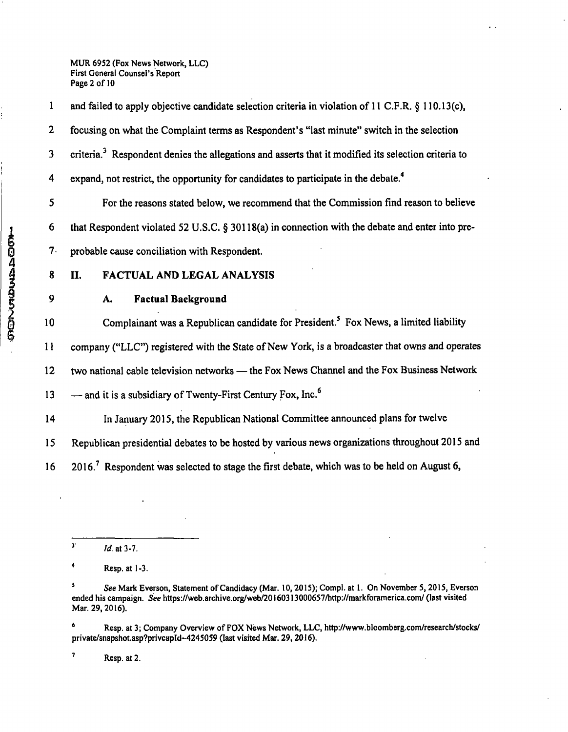and failed to apply objective candidate selection criteria in violation of 11 C.F.R. § 110.13(c), focusing on what the Complaint terms as Respondent's "last minute" switch in the selection criteria.[3] Respondent denies the allegations and asserts that it modified its selection criteria to expand, not restrict, the opportunity for candidates to participate in the debate.[4]

For the reasons stated below, we recommend that the Commission find reason to believe that Respondent violated 52 U.S.C. § 30118(a) in connection with the debate and enter into pre-probable cause conciliation with Respondent.

## II. FACTUAL AND LEGAL ANALYSIS

### A. Factual Background

Complainant was a Republican candidate for President.[5] Fox News, a limited liability company ("LLC") registered with the State of New York, is a broadcaster that owns and operates two national cable television networks — the Fox News Channel and the Fox Business Network — and it is a subsidiary of Twenty-First Century Fox, Inc.[6]

In January 2015, the Republican National Committee announced plans for twelve Republican presidential debates to be hosted by various news organizations throughout 2015 and 2016.[7] Respondent was selected to stage the first debate, which was to be held on August 6,

---

[3] *Id.* at 3-7.

[4] Resp. at 1-3.

[5] *See* Mark Everson, Statement of Candidacy (Mar. 10, 2015); Compl. at 1. On November 5, 2015, Everson ended his campaign. *See* https://web.archive.org/web/20160313000657/http://markforamerica.com/ (last visited Mar. 29, 2016).

[6] Resp. at 3; Company Overview of FOX News Network, LLC, http://www.bloomberg.com/research/stocks/private/snapshot.asp?privcapId=4245059 (last visited Mar. 29, 2016).

[7] Resp. at 2.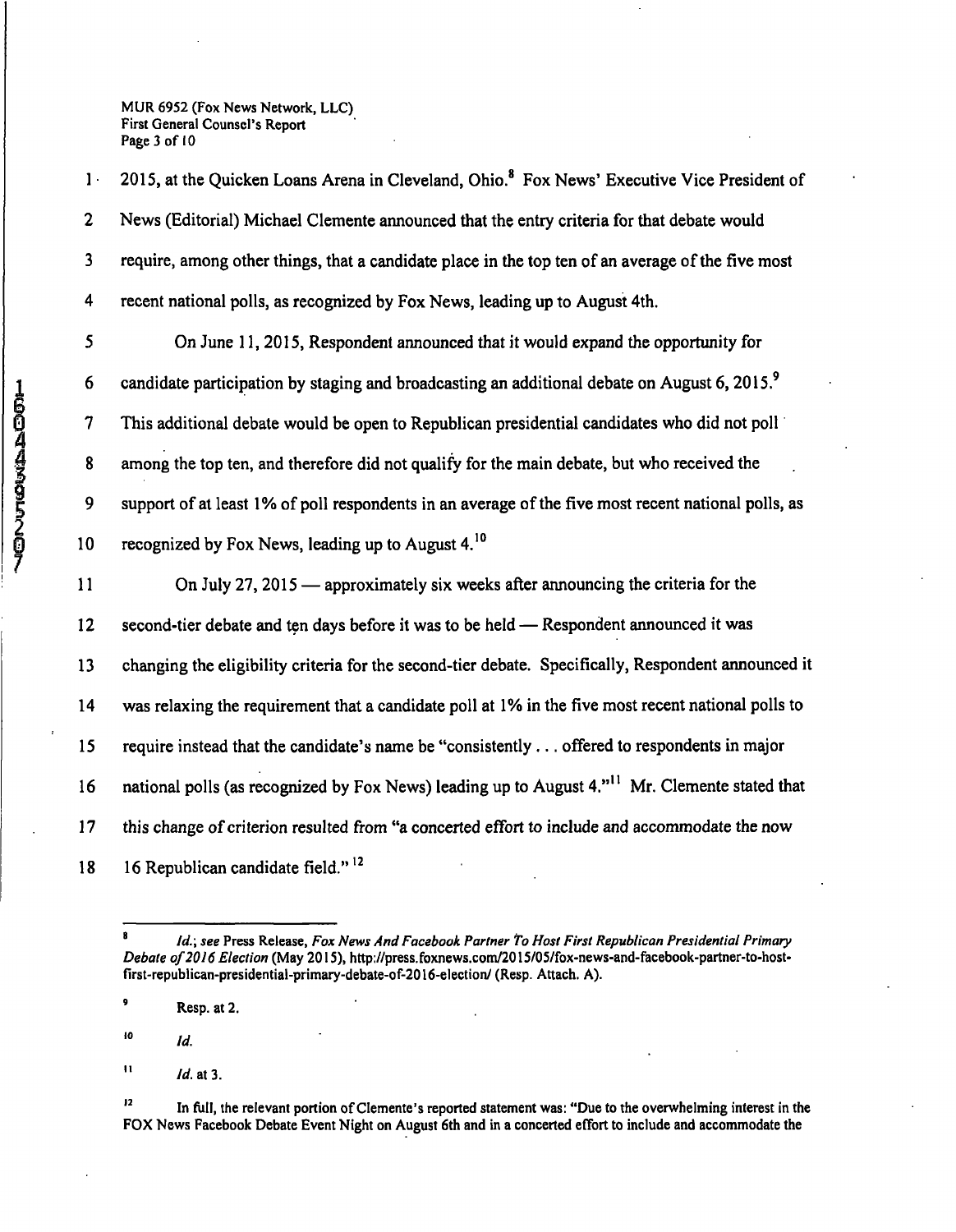2015, at the Quicken Loans Arena in Cleveland, Ohio.[8] Fox News' Executive Vice President of News (Editorial) Michael Clemente announced that the entry criteria for that debate would require, among other things, that a candidate place in the top ten of an average of the five most recent national polls, as recognized by Fox News, leading up to August 4th.

On June 11, 2015, Respondent announced that it would expand the opportunity for candidate participation by staging and broadcasting an additional debate on August 6, 2015.[9] This additional debate would be open to Republican presidential candidates who did not poll among the top ten, and therefore did not qualify for the main debate, but who received the support of at least 1% of poll respondents in an average of the five most recent national polls, as recognized by Fox News, leading up to August 4.[10]

On July 27, 2015 — approximately six weeks after announcing the criteria for the second-tier debate and ten days before it was to be held — Respondent announced it was changing the eligibility criteria for the second-tier debate. Specifically, Respondent announced it was relaxing the requirement that a candidate poll at 1% in the five most recent national polls to require instead that the candidate's name be "consistently . . . offered to respondents in major national polls (as recognized by Fox News) leading up to August 4."[11] Mr. Clemente stated that this change of criterion resulted from "a concerted effort to include and accommodate the now 16 Republican candidate field."[12]

---

[8] *Id.*; *see* Press Release, *Fox News And Facebook Partner To Host First Republican Presidential Primary Debate of 2016 Election* (May 2015), http://press.foxnews.com/2015/05/fox-news-and-facebook-partner-to-host-first-republican-presidential-primary-debate-of-2016-election/ (Resp. Attach. A).

[9] Resp. at 2.

[10] *Id.*

[11] *Id.* at 3.

[12] In full, the relevant portion of Clemente's reported statement was: "Due to the overwhelming interest in the FOX News Facebook Debate Event Night on August 6th and in a concerted effort to include and accommodate the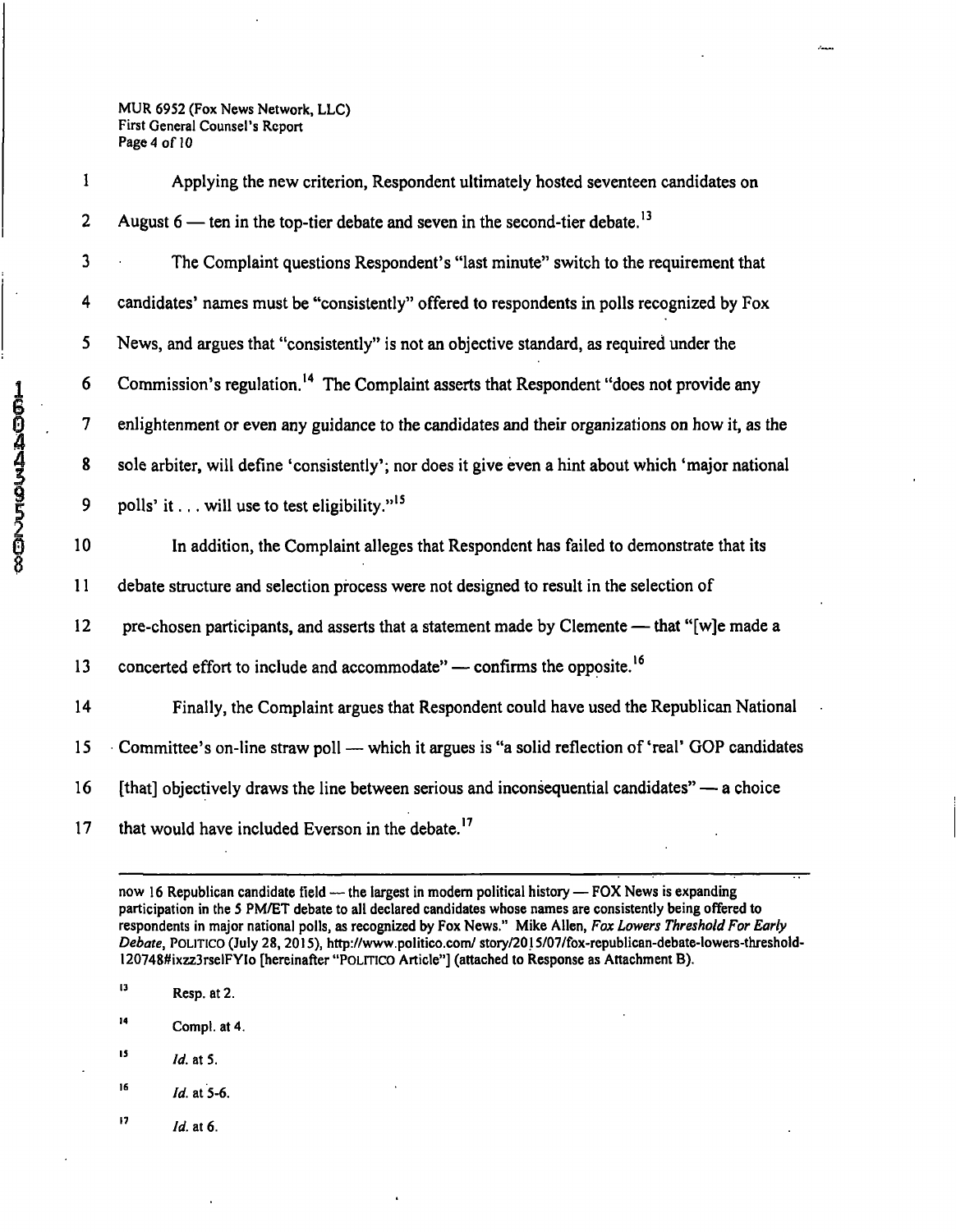Applying the new criterion, Respondent ultimately hosted seventeen candidates on August 6 — ten in the top-tier debate and seven in the second-tier debate.[13]

The Complaint questions Respondent's "last minute" switch to the requirement that candidates' names must be "consistently" offered to respondents in polls recognized by Fox News, and argues that "consistently" is not an objective standard, as required under the Commission's regulation.[14] The Complaint asserts that Respondent "does not provide any enlightenment or even any guidance to the candidates and their organizations on how it, as the sole arbiter, will define 'consistently'; nor does it give even a hint about which 'major national polls' it . . . will use to test eligibility."[15]

In addition, the Complaint alleges that Respondent has failed to demonstrate that its debate structure and selection process were not designed to result in the selection of pre-chosen participants, and asserts that a statement made by Clemente — that "[w]e made a concerted effort to include and accommodate" — confirms the opposite.[16]

Finally, the Complaint argues that Respondent could have used the Republican National Committee's on-line straw poll — which it argues is "a solid reflection of 'real' GOP candidates [that] objectively draws the line between serious and inconsequential candidates" — a choice that would have included Everson in the debate.[17]

---

now 16 Republican candidate field — the largest in modern political history — FOX News is expanding participation in the 5 PM/ET debate to all declared candidates whose names are consistently being offered to respondents in major national polls, as recognized by Fox News." Mike Allen, *Fox Lowers Threshold For Early Debate*, POLITICO (July 28, 2015), http://www.politico.com/ story/2015/07/fox-republican-debate-lowers-threshold-120748#ixzz3rselFYlo [hereinafter "POLITICO Article"] (attached to Response as Attachment B).

[13] Resp. at 2.

[14] Compl. at 4.

[15] *Id.* at 5.

[16] *Id.* at 5-6.

[17] *Id.* at 6.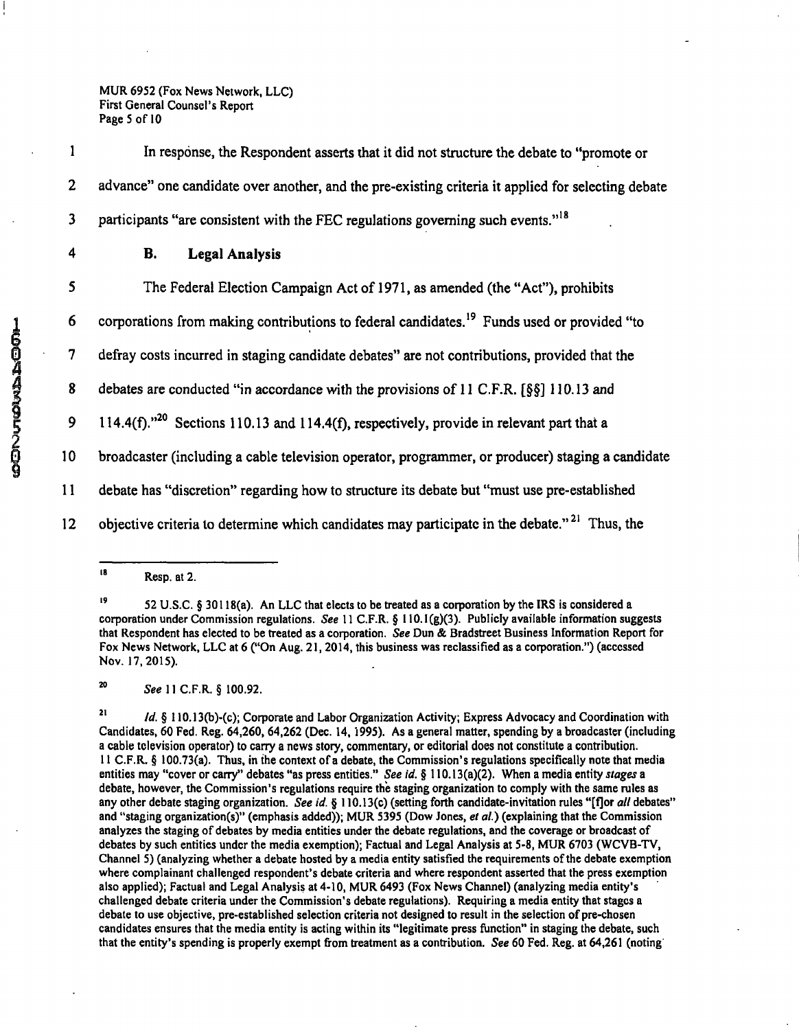In response, the Respondent asserts that it did not structure the debate to "promote or advance" one candidate over another, and the pre-existing criteria it applied for selecting debate participants "are consistent with the FEC regulations governing such events."[18]

**B. Legal Analysis**

The Federal Election Campaign Act of 1971, as amended (the "Act"), prohibits corporations from making contributions to federal candidates.[19] Funds used or provided "to defray costs incurred in staging candidate debates" are not contributions, provided that the debates are conducted "in accordance with the provisions of 11 C.F.R. [§§] 110.13 and 114.4(f)."[20] Sections 110.13 and 114.4(f), respectively, provide in relevant part that a broadcaster (including a cable television operator, programmer, or producer) staging a candidate debate has "discretion" regarding how to structure its debate but "must use pre-established objective criteria to determine which candidates may participate in the debate."[21] Thus, the

---

[18] Resp. at 2.

[19] 52 U.S.C. § 30118(a). An LLC that elects to be treated as a corporation by the IRS is considered a corporation under Commission regulations. *See* 11 C.F.R. § 110.1(g)(3). Publicly available information suggests that Respondent has elected to be treated as a corporation. *See* Dun & Bradstreet Business Information Report for Fox News Network, LLC at 6 ("On Aug. 21, 2014, this business was reclassified as a corporation.") (accessed Nov. 17, 2015).

[20] *See* 11 C.F.R. § 100.92.

[21] *Id.* § 110.13(b)-(c); Corporate and Labor Organization Activity; Express Advocacy and Coordination with Candidates, 60 Fed. Reg. 64,260, 64,262 (Dec. 14, 1995). As a general matter, spending by a broadcaster (including a cable television operator) to carry a news story, commentary, or editorial does not constitute a contribution. 11 C.F.R. § 100.73(a). Thus, in the context of a debate, the Commission's regulations specifically note that media entities may "cover or carry" debates "as press entities." *See id.* § 110.13(a)(2). When a media entity *stages* a debate, however, the Commission's regulations require the staging organization to comply with the same rules as any other debate staging organization. *See id.* § 110.13(c) (setting forth candidate-invitation rules "[f]or *all* debates" and "staging organization(s)" (emphasis added)); MUR 5395 (Dow Jones, *et al.*) (explaining that the Commission analyzes the staging of debates by media entities under the debate regulations, and the coverage or broadcast of debates by such entities under the media exemption); Factual and Legal Analysis at 5-8, MUR 6703 (WCVB-TV, Channel 5) (analyzing whether a debate hosted by a media entity satisfied the requirements of the debate exemption where complainant challenged respondent's debate criteria and where respondent asserted that the press exemption also applied); Factual and Legal Analysis at 4-10, MUR 6493 (Fox News Channel) (analyzing media entity's challenged debate criteria under the Commission's debate regulations). Requiring a media entity that stages a debate to use objective, pre-established selection criteria not designed to result in the selection of pre-chosen candidates ensures that the media entity is acting within its "legitimate press function" in staging the debate, such that the entity's spending is properly exempt from treatment as a contribution. *See* 60 Fed. Reg. at 64,261 (noting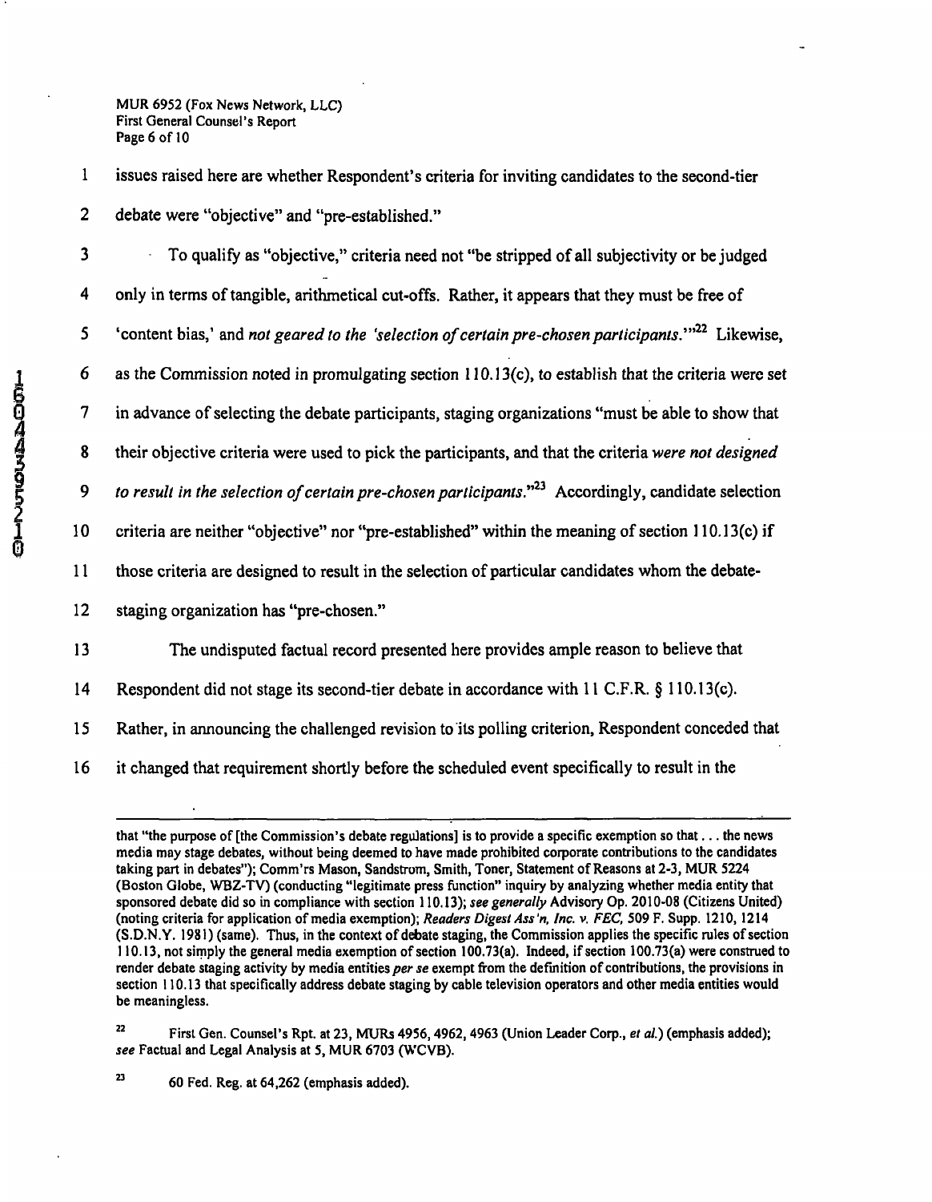issues raised here are whether Respondent's criteria for inviting candidates to the second-tier debate were "objective" and "pre-established."

To qualify as "objective," criteria need not "be stripped of all subjectivity or be judged only in terms of tangible, arithmetical cut-offs. Rather, it appears that they must be free of 'content bias,' and *not geared to the 'selection of certain pre-chosen participants.*'"[22] Likewise, as the Commission noted in promulgating section 110.13(c), to establish that the criteria were set in advance of selecting the debate participants, staging organizations "must be able to show that their objective criteria were used to pick the participants, and that the criteria *were not designed to result in the selection of certain pre-chosen participants*."[23] Accordingly, candidate selection criteria are neither "objective" nor "pre-established" within the meaning of section 110.13(c) if those criteria are designed to result in the selection of particular candidates whom the debate-staging organization has "pre-chosen."

The undisputed factual record presented here provides ample reason to believe that Respondent did not stage its second-tier debate in accordance with 11 C.F.R. § 110.13(c). Rather, in announcing the challenged revision to its polling criterion, Respondent conceded that it changed that requirement shortly before the scheduled event specifically to result in the

---

that "the purpose of [the Commission's debate regulations] is to provide a specific exemption so that . . . the news media may stage debates, without being deemed to have made prohibited corporate contributions to the candidates taking part in debates"); Comm'rs Mason, Sandstrom, Smith, Toner, Statement of Reasons at 2-3, MUR 5224 (Boston Globe, WBZ-TV) (conducting "legitimate press function" inquiry by analyzing whether media entity that sponsored debate did so in compliance with section 110.13); *see generally* Advisory Op. 2010-08 (Citizens United) (noting criteria for application of media exemption); *Readers Digest Ass'n, Inc. v. FEC*, 509 F. Supp. 1210, 1214 (S.D.N.Y. 1981) (same). Thus, in the context of debate staging, the Commission applies the specific rules of section 110.13, not simply the general media exemption of section 100.73(a). Indeed, if section 100.73(a) were construed to render debate staging activity by media entities *per se* exempt from the definition of contributions, the provisions in section 110.13 that specifically address debate staging by cable television operators and other media entities would be meaningless.

[22] First Gen. Counsel's Rpt. at 23, MURs 4956, 4962, 4963 (Union Leader Corp., *et al.*) (emphasis added); *see* Factual and Legal Analysis at 5, MUR 6703 (WCVB).

[23] 60 Fed. Reg. at 64,262 (emphasis added).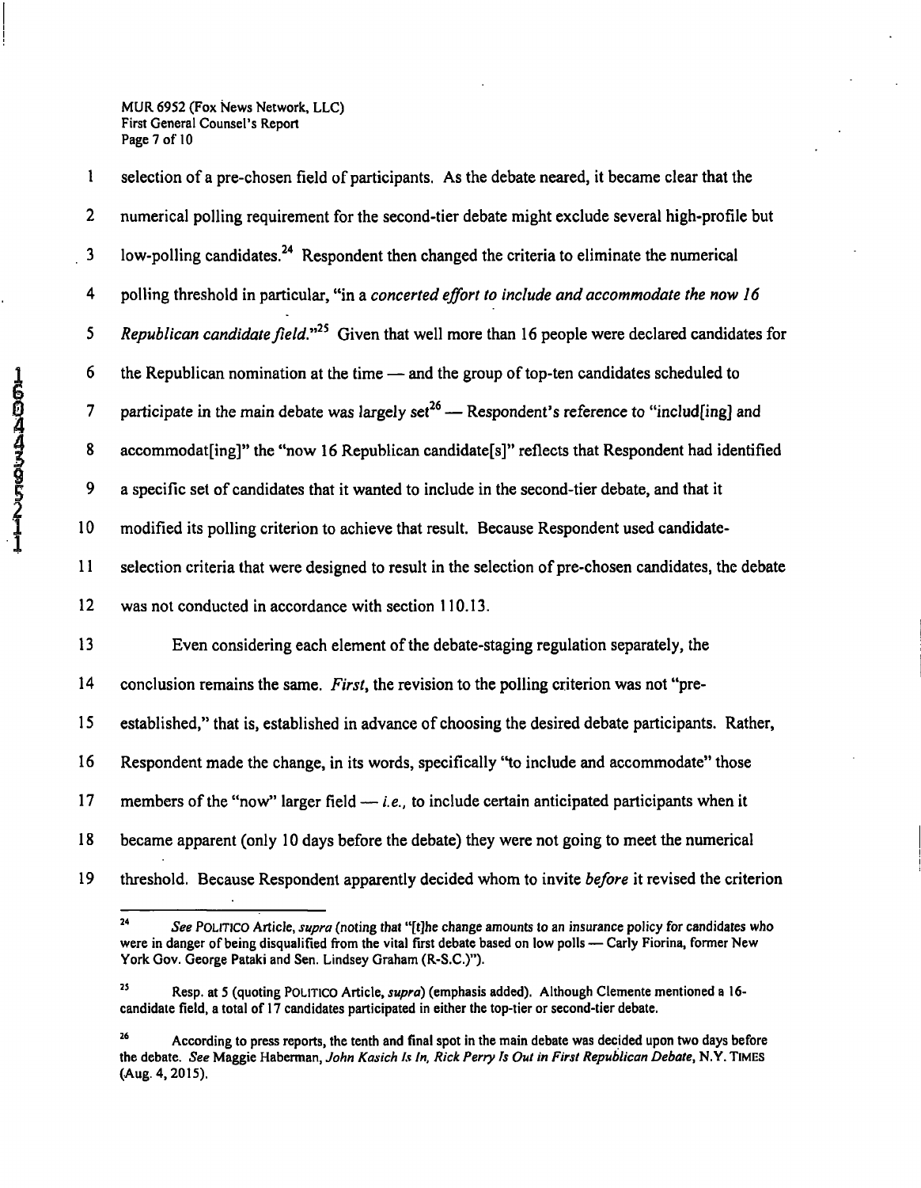selection of a pre-chosen field of participants. As the debate neared, it became clear that the numerical polling requirement for the second-tier debate might exclude several high-profile but low-polling candidates.[24] Respondent then changed the criteria to eliminate the numerical polling threshold in particular, "in a *concerted effort to include and accommodate the now 16 Republican candidate field*."[25] Given that well more than 16 people were declared candidates for the Republican nomination at the time — and the group of top-ten candidates scheduled to participate in the main debate was largely set[26] — Respondent's reference to "includ[ing] and accommodat[ing]" the "now 16 Republican candidate[s]" reflects that Respondent had identified a specific set of candidates that it wanted to include in the second-tier debate, and that it modified its polling criterion to achieve that result. Because Respondent used candidate-selection criteria that were designed to result in the selection of pre-chosen candidates, the debate was not conducted in accordance with section 110.13.

Even considering each element of the debate-staging regulation separately, the conclusion remains the same. *First*, the revision to the polling criterion was not "pre-established," that is, established in advance of choosing the desired debate participants. Rather, Respondent made the change, in its words, specifically "to include and accommodate" those members of the "now" larger field — *i.e.*, to include certain anticipated participants when it became apparent (only 10 days before the debate) they were not going to meet the numerical threshold. Because Respondent apparently decided whom to invite *before* it revised the criterion

---

[24] *See* POLITICO Article, *supra* (noting that "[t]he change amounts to an insurance policy for candidates who were in danger of being disqualified from the vital first debate based on low polls — Carly Fiorina, former New York Gov. George Pataki and Sen. Lindsey Graham (R-S.C.)").

[25] Resp. at 5 (quoting POLITICO Article, *supra*) (emphasis added). Although Clemente mentioned a 16-candidate field, a total of 17 candidates participated in either the top-tier or second-tier debate.

[26] According to press reports, the tenth and final spot in the main debate was decided upon two days before the debate. *See* Maggie Haberman, *John Kasich Is In, Rick Perry Is Out in First Republican Debate*, N.Y. TIMES (Aug. 4, 2015).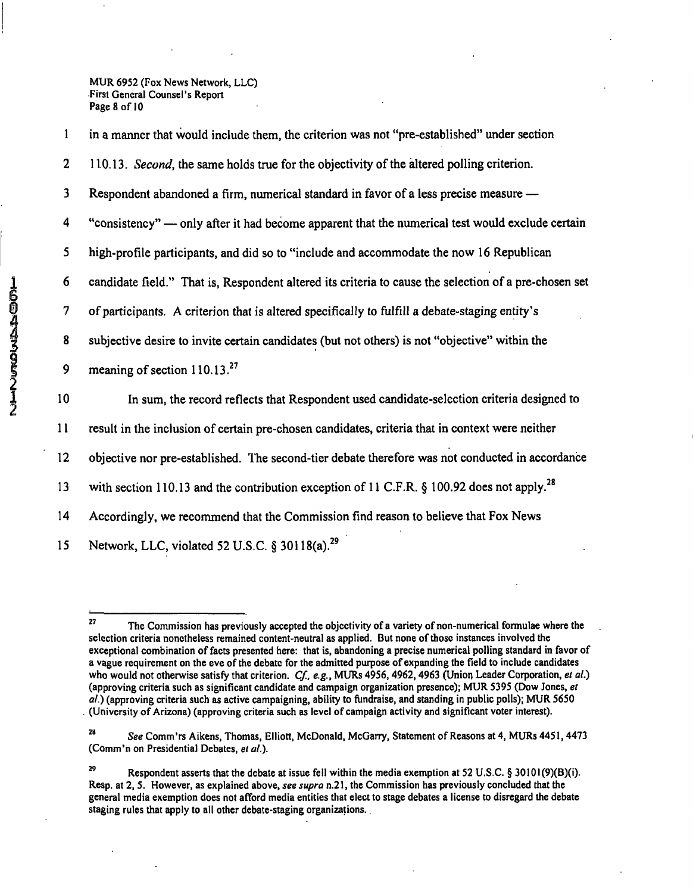in a manner that would include them, the criterion was not "pre-established" under section 110.13. *Second*, the same holds true for the objectivity of the altered polling criterion. Respondent abandoned a firm, numerical standard in favor of a less precise measure — "consistency" — only after it had become apparent that the numerical test would exclude certain high-profile participants, and did so to "include and accommodate the now 16 Republican candidate field." That is, Respondent altered its criteria to cause the selection of a pre-chosen set of participants. A criterion that is altered specifically to fulfill a debate-staging entity's subjective desire to invite certain candidates (but not others) is not "objective" within the meaning of section 110.13.[27]

In sum, the record reflects that Respondent used candidate-selection criteria designed to result in the inclusion of certain pre-chosen candidates, criteria that in context were neither objective nor pre-established. The second-tier debate therefore was not conducted in accordance with section 110.13 and the contribution exception of 11 C.F.R. § 100.92 does not apply.[28] Accordingly, we recommend that the Commission find reason to believe that Fox News Network, LLC, violated 52 U.S.C. § 30118(a).[29]

---

[27] The Commission has previously accepted the objectivity of a variety of non-numerical formulae where the selection criteria nonetheless remained content-neutral as applied. But none of those instances involved the exceptional combination of facts presented here: that is, abandoning a precise numerical polling standard in favor of a vague requirement on the eve of the debate for the admitted purpose of expanding the field to include candidates who would not otherwise satisfy that criterion. *Cf., e.g.*, MURs 4956, 4962, 4963 (Union Leader Corporation, *et al.*) (approving criteria such as significant candidate and campaign organization presence); MUR 5395 (Dow Jones, *et al.*) (approving criteria such as active campaigning, ability to fundraise, and standing in public polls); MUR 5650 (University of Arizona) (approving criteria such as level of campaign activity and significant voter interest).

[28] *See* Comm'rs Aikens, Thomas, Elliott, McDonald, McGarry, Statement of Reasons at 4, MURs 4451, 4473 (Comm'n on Presidential Debates, *et al.*).

[29] Respondent asserts that the debate at issue fell within the media exemption at 52 U.S.C. § 30101(9)(B)(i). Resp. at 2, 5. However, as explained above, *see supra* n.21, the Commission has previously concluded that the general media exemption does not afford media entities that elect to stage debates a license to disregard the debate staging rules that apply to all other debate-staging organizations.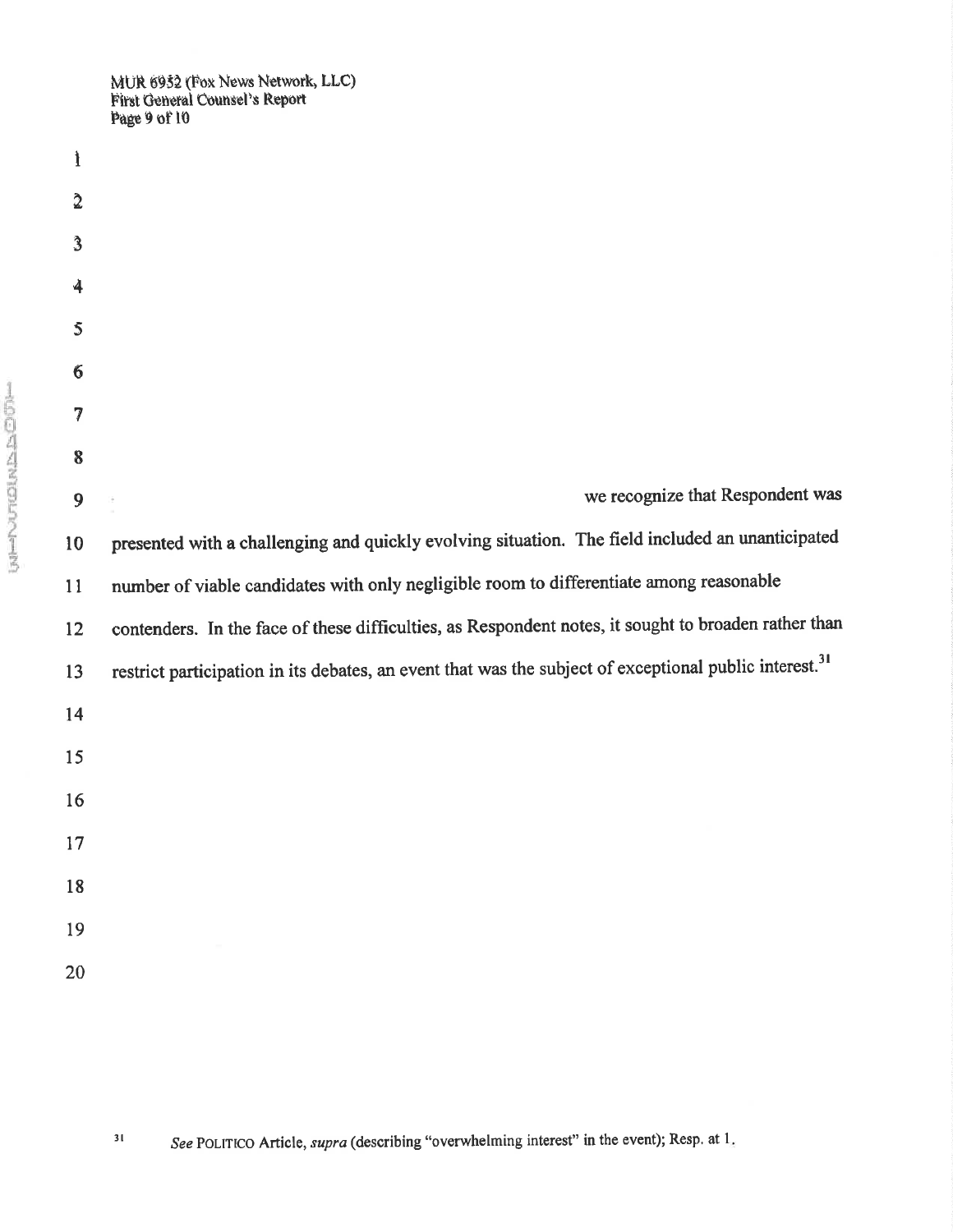we recognize that Respondent was presented with a challenging and quickly evolving situation. The field included an unanticipated number of viable candidates with only negligible room to differentiate among reasonable contenders. In the face of these difficulties, as Respondent notes, it sought to broaden rather than restrict participation in its debates, an event that was the subject of exceptional public interest.[31]

[31] *See* POLITICO Article, *supra* (describing "overwhelming interest" in the event); Resp. at 1.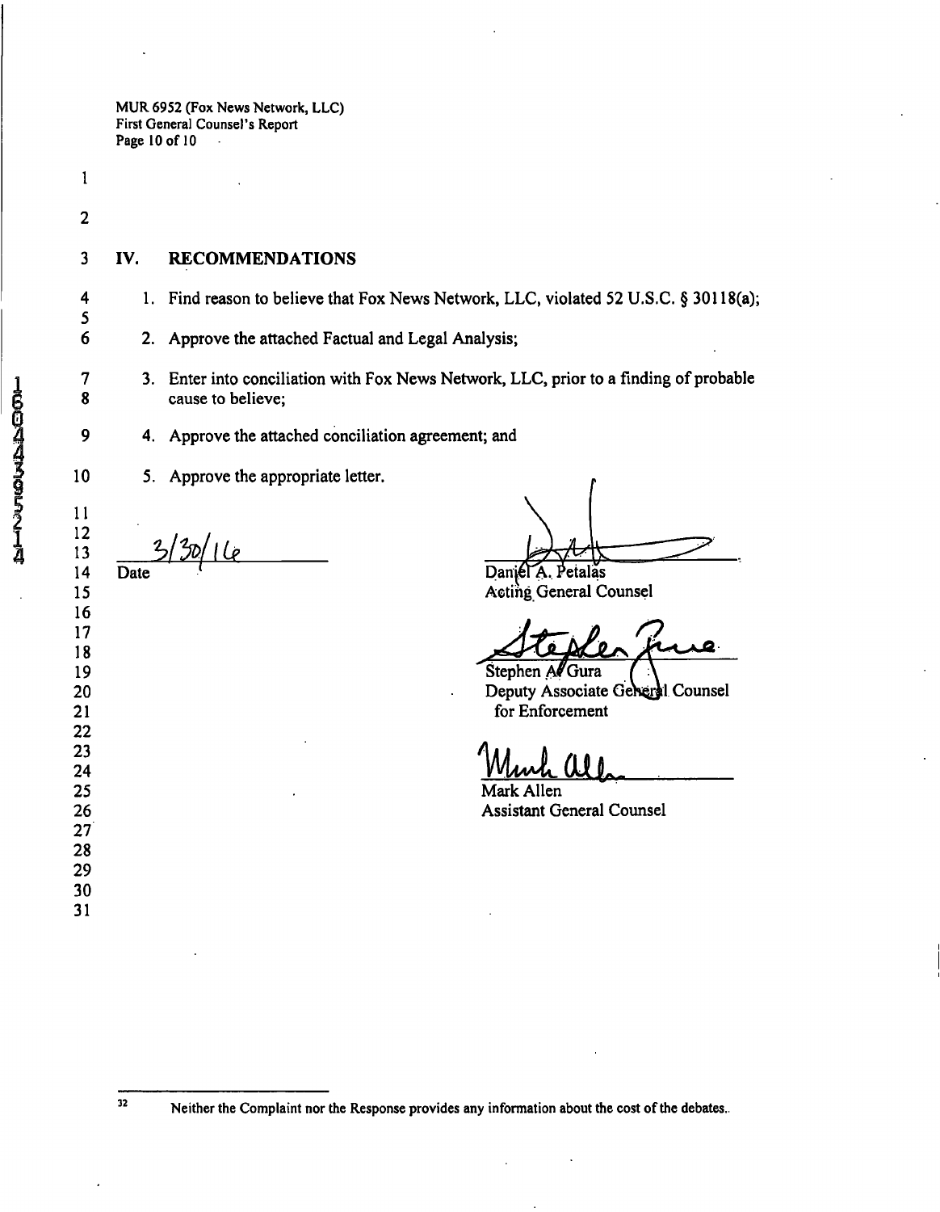## IV. RECOMMENDATIONS

1. Find reason to believe that Fox News Network, LLC, violated 52 U.S.C. § 30118(a);

2. Approve the attached Factual and Legal Analysis;

3. Enter into conciliation with Fox News Network, LLC, prior to a finding of probable cause to believe;

4. Approve the attached conciliation agreement; and

5. Approve the appropriate letter.

3/30/16
Date

Daniel A. Petalas
Acting General Counsel

Stephen A. Gura
Deputy Associate General Counsel for Enforcement

Mark Allen
Assistant General Counsel

[32] Neither the Complaint nor the Response provides any information about the cost of the debates.